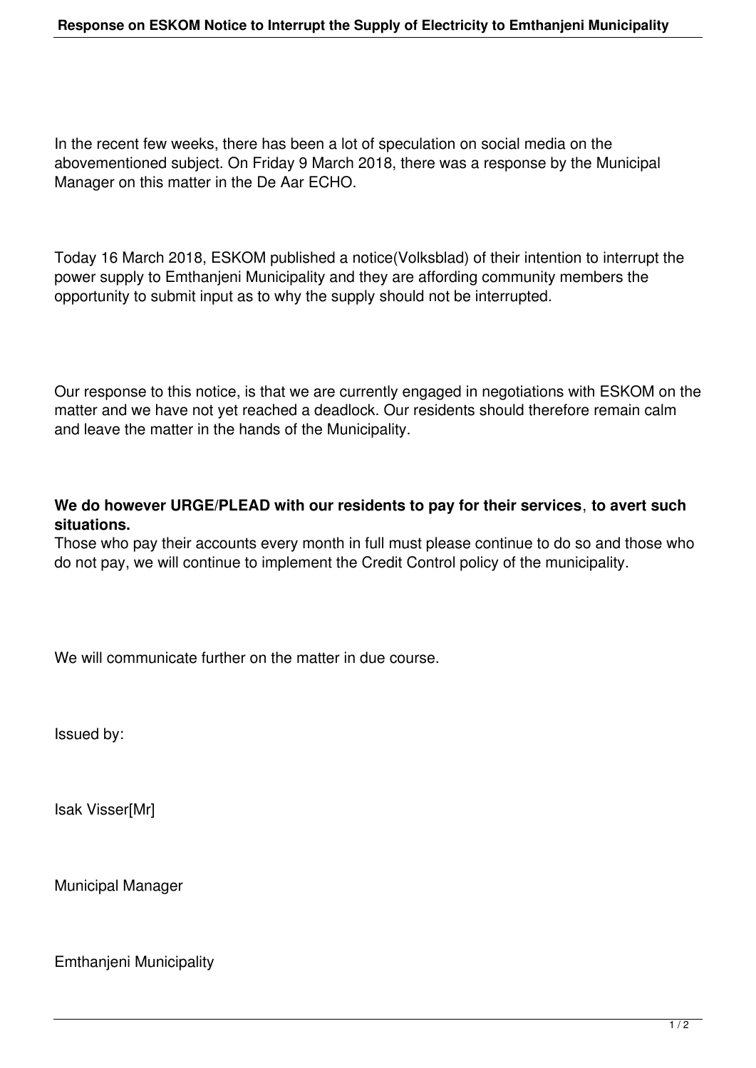In the recent few weeks, there has been a lot of speculation on social media on the abovementioned subject. On Friday 9 March 2018, there was a response by the Municipal Manager on this matter in the De Aar ECHO.

Today 16 March 2018, ESKOM published a notice(Volksblad) of their intention to interrupt the power supply to Emthanjeni Municipality and they are affording community members the opportunity to submit input as to why the supply should not be interrupted.

Our response to this notice, is that we are currently engaged in negotiations with ESKOM on the matter and we have not yet reached a deadlock. Our residents should therefore remain calm and leave the matter in the hands of the Municipality.

**We do however URGE/PLEAD with our residents to pay for their services**, **to avert such situations.**

Those who pay their accounts every month in full must please continue to do so and those who do not pay, we will continue to implement the Credit Control policy of the municipality.

We will communicate further on the matter in due course.

Issued by:

Isak Visser[Mr]

Municipal Manager

Emthanjeni Municipality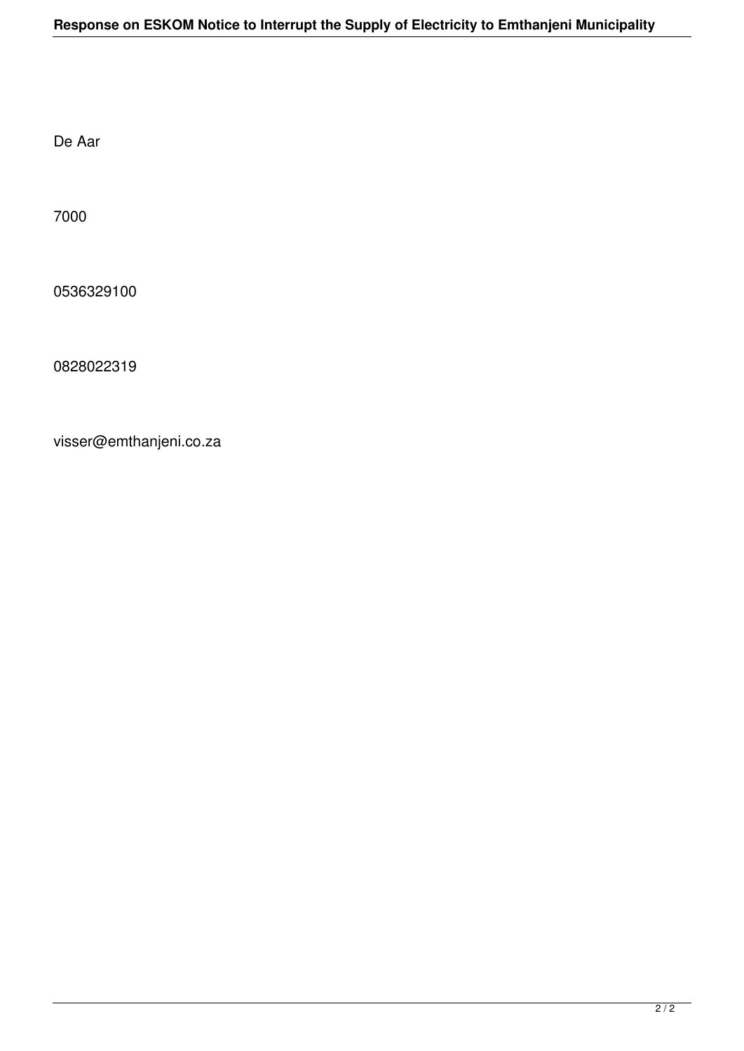De Aar

7000

0536329100

0828022319

visser@emthanjeni.co.za